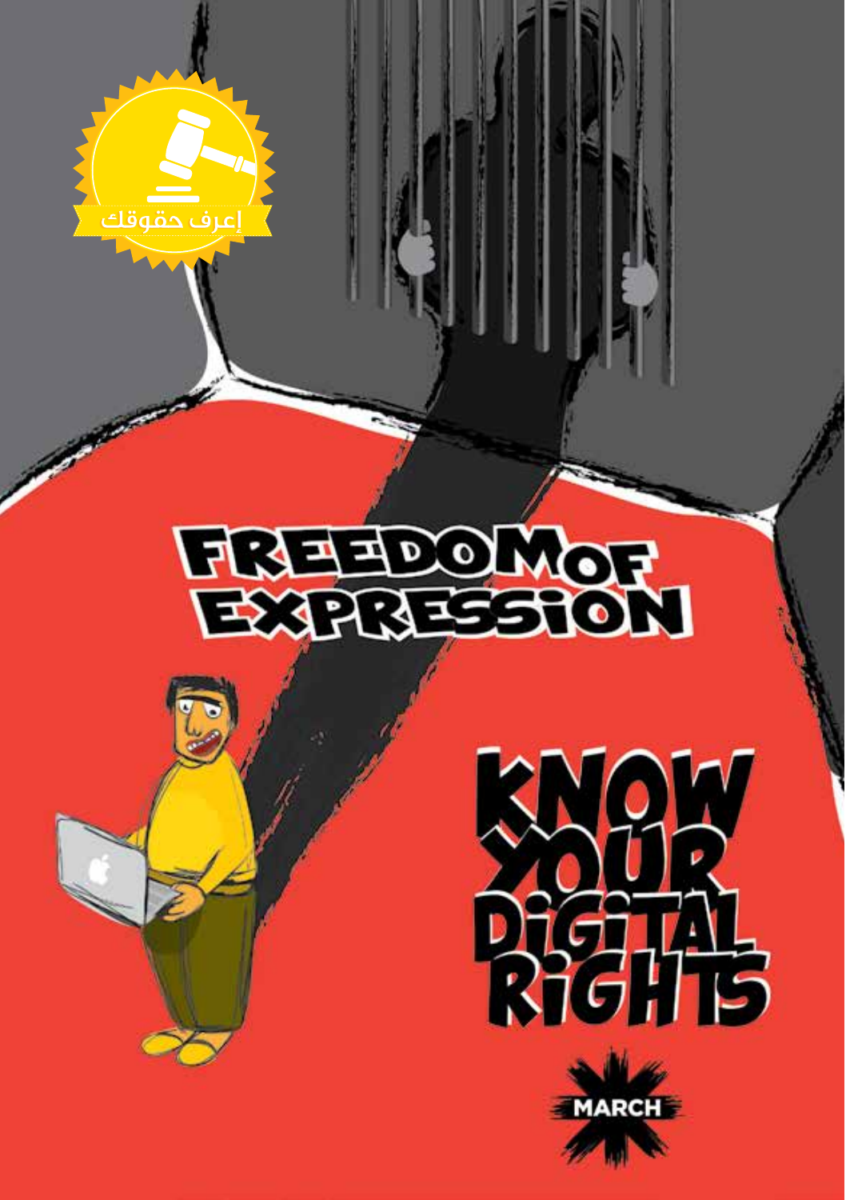إعرف حقوقك

# FREEDOM OF EXPRESSION

# KNOW YOUR DIGITAL RIGHTS

MARCH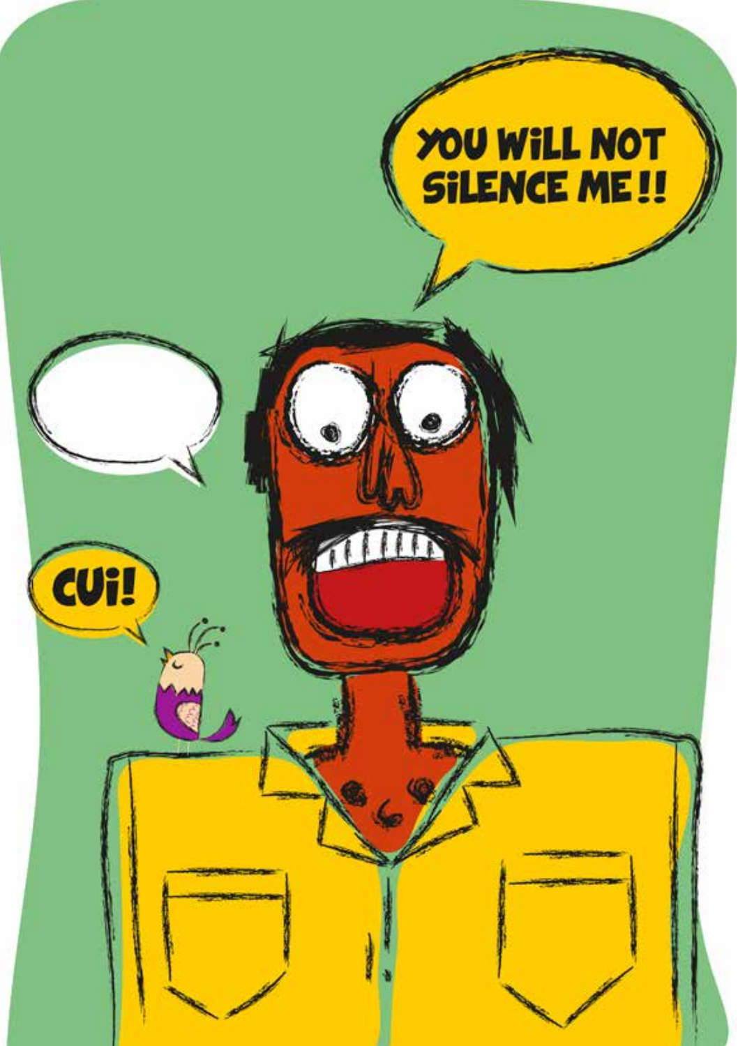YOU WILL NOT SILENCE ME!!

CUI!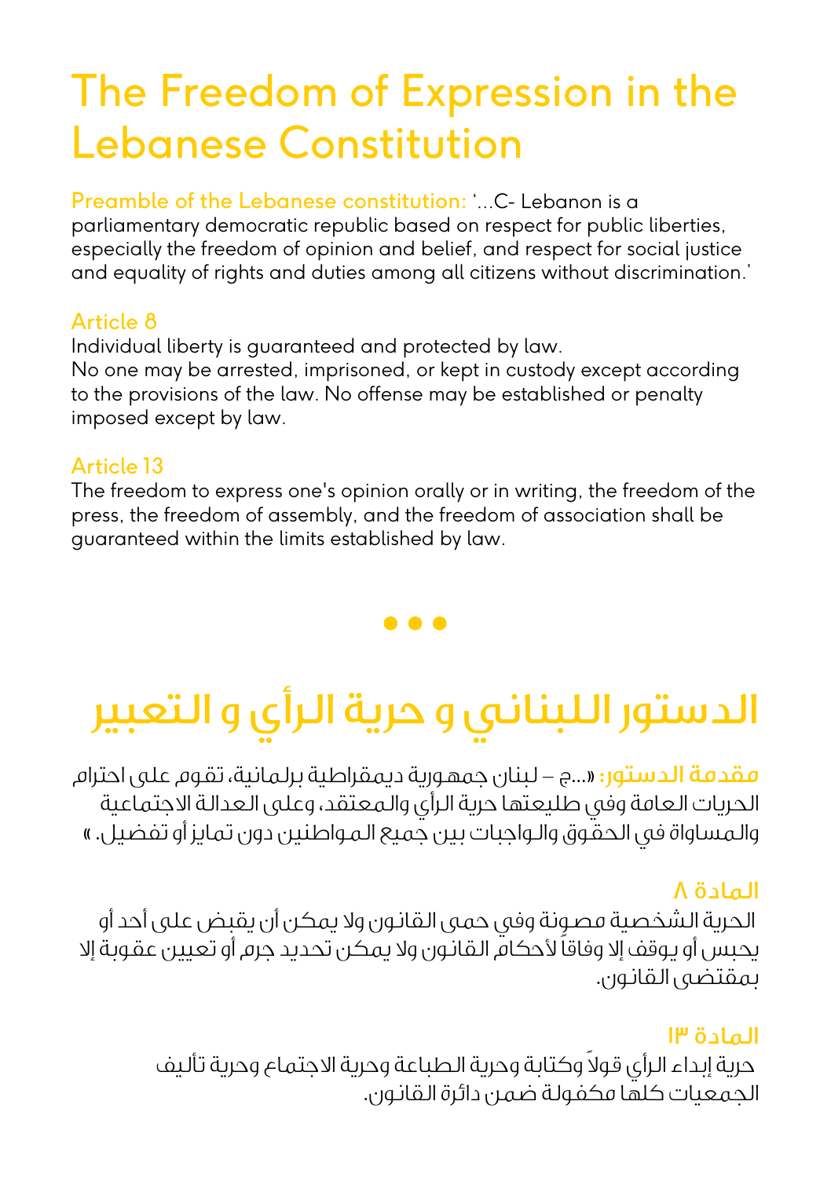# The Freedom of Expression in the Lebanese Constitution

**Preamble of the Lebanese constitution:** '...C- Lebanon is a parliamentary democratic republic based on respect for public liberties, especially the freedom of opinion and belief, and respect for social justice and equality of rights and duties among all citizens without discrimination.'

### Article 8

Individual liberty is guaranteed and protected by law.
No one may be arrested, imprisoned, or kept in custody except according to the provisions of the law. No offense may be established or penalty imposed except by law.

### Article 13

The freedom to express one's opinion orally or in writing, the freedom of the press, the freedom of assembly, and the freedom of association shall be guaranteed within the limits established by law.

• • •

# الدستور اللبناني و حرية الرأي و التعبير

**مقدمة الدستور:** «...ج – لبنان جمهورية ديمقراطية برلمانية، تقوم على احترام الحريات العامة وفي طليعتها حرية الرأي والمعتقد، وعلى العدالة الاجتماعية والمساواة في الحقوق والواجبات بين جميع المواطنين دون تمايز أو تفضيل. »

### المادة ٨

الحرية الشخصية مصونة وفي حمى القانون ولا يمكن أن يقبض على أحد أو يحبس أو يوقف إلا وفاقاً لأحكام القانون ولا يمكن تحديد جرم أو تعيين عقوبة إلا بمقتضى القانون.

### المادة ١٣

حرية إبداء الرأي قولاً وكتابة وحرية الطباعة وحرية الاجتماع وحرية تأليف الجمعيات كلها مكفولة ضمن دائرة القانون.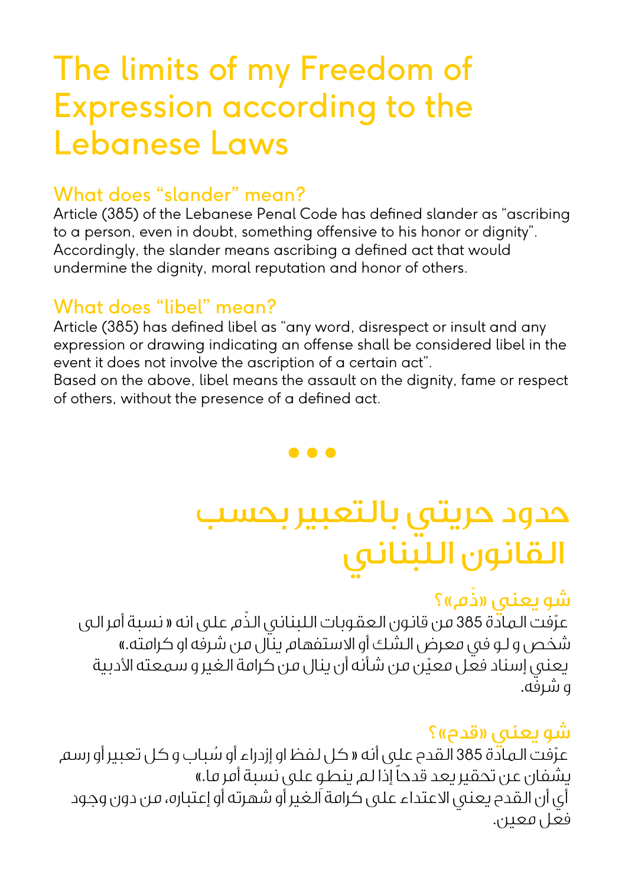# The limits of my Freedom of Expression according to the Lebanese Laws

## What does “slander” mean?

Article (385) of the Lebanese Penal Code has defined slander as “ascribing to a person, even in doubt, something offensive to his honor or dignity”. Accordingly, the slander means ascribing a defined act that would undermine the dignity, moral reputation and honor of others.

## What does “libel” mean?

Article (385) has defined libel as “any word, disrespect or insult and any expression or drawing indicating an offense shall be considered libel in the event it does not involve the ascription of a certain act”.
Based on the above, libel means the assault on the dignity, fame or respect of others, without the presence of a defined act.

• • •

# حدود حريتي بالتعبير بحسب القانون اللبناني

## شو يعني «ذّم»؟

عرّفت المادّة 385 من قانون العقوبات اللبناني الذّم على انه « نسبة أمر الى شخص و لو في معرض الشك أو الاستفهام ينال من شرفه او كرامته.»
يعني إسناد فعل معيّن من شأنه أن ينال من كرامة الغير و سمعته الأدبية و شرفه.

## شو يعني «قدح»؟

عرّفت المادّة 385 القدح على أنه « كل لفظ او إزدراء أو سُباب و كل تعبير أو رسم يشفان عن تحقير يعد قدحاً إذا لم ينطوِ على نسبة أمر ما.»
أي أن القدح يعني الاعتداء على كرامة الغير أو شهرته أو إعتباره، من دون وجود فعل معين.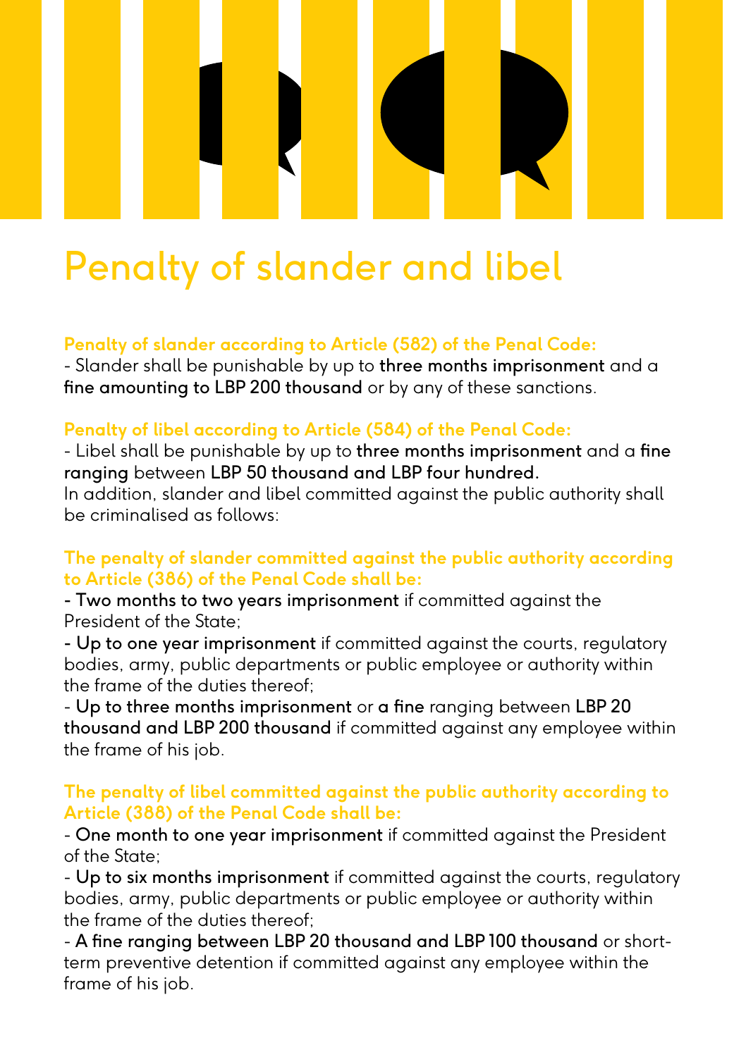# Penalty of slander and libel

**Penalty of slander according to Article (582) of the Penal Code:**

- Slander shall be punishable by up to **three months imprisonment** and a **fine amounting to LBP 200 thousand** or by any of these sanctions.

**Penalty of libel according to Article (584) of the Penal Code:**

- Libel shall be punishable by up to **three months imprisonment** and a **fine ranging** between **LBP 50 thousand and LBP four hundred.**

In addition, slander and libel committed against the public authority shall be criminalised as follows:

**The penalty of slander committed against the public authority according to Article (386) of the Penal Code shall be:**

- **Two months to two years imprisonment** if committed against the President of the State;
- **Up to one year imprisonment** if committed against the courts, regulatory bodies, army, public departments or public employee or authority within the frame of the duties thereof;
- **Up to three months imprisonment** or **a fine** ranging between **LBP 20 thousand and LBP 200 thousand** if committed against any employee within the frame of his job.

**The penalty of libel committed against the public authority according to Article (388) of the Penal Code shall be:**

- **One month to one year imprisonment** if committed against the President of the State;
- **Up to six months imprisonment** if committed against the courts, regulatory bodies, army, public departments or public employee or authority within the frame of the duties thereof;
- **A fine ranging between LBP 20 thousand and LBP 100 thousand** or short-term preventive detention if committed against any employee within the frame of his job.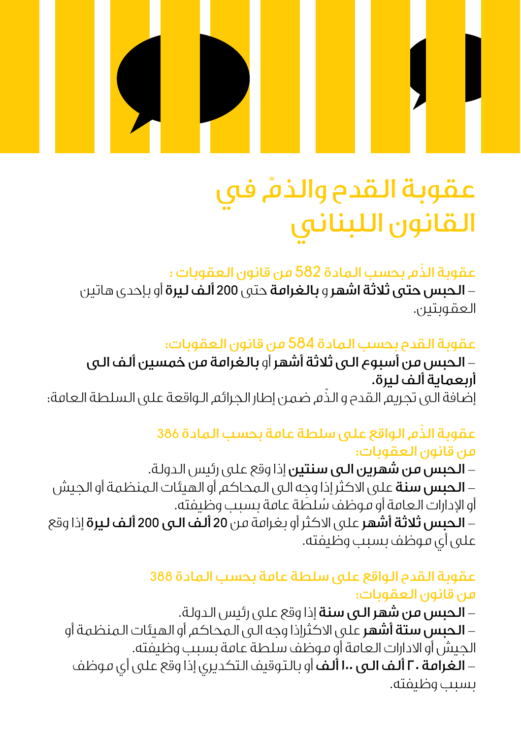# عقوبة القدح والذمّ في القانون اللبناني

### عقوبة الذّم بحسب المادة 582 من قانون العقوبات :

– **الحبس حتى ثلاثة اشهر** و **بالغرامة** حتى 200 **ألف ليرة** أو بإحدى هاتين العقوبتين.

### عقوبة القدح بحسب المادة 584 من قانون العقوبات:

– **الحبس من أسبوع الى ثلاثة أشهر** أو **بالغرامة من خمسين ألف الى أربعماية ألف ليرة.**

إضافة الى تجريم القدح و الذّم ضمن إطار الجرائم الواقعة على السلطة العامة:

### عقوبة الذّم الواقع على سلطة عامة بحسب المادة 386 من قانون العقوبات:

– **الحبس من شهرين الى سنتين** إذا وقع على رئيس الدولة.

– **الحبس سنة** على الاكثر إذا وجِه الى المحاكم أو الهيئات المنظمة أو الجيش أو الإدارات العامة أو موظف سُلطَة عامة بسبب وظيفته.

– **الحبس ثلاثة أشهر** على الاكثر أو بغرامة من 20 **ألف الى 200 ألف ليرة** إذا وقع على أي موظف بسبب وظيفته.

### عقوبة القدح الواقع على سلطة عامة بحسب المادة 388 من قانون العقوبات:

– **الحبس من شهر الى سنة** إذا وقع على رئيس الدولة.

– **الحبس ستة أشهر** على الاكثرإذا وجه الى المحاكم أو الهيئات المنظمة أو الجيش أو الادارات العامة أو موظف سلطة عامة بسبب وظيفته.

– **الغرامة ٢٠ ألف الى ١٠٠ ألف** أو بالتوقيف التكديري إذا وقع على أي موظف بسبب وظيفته.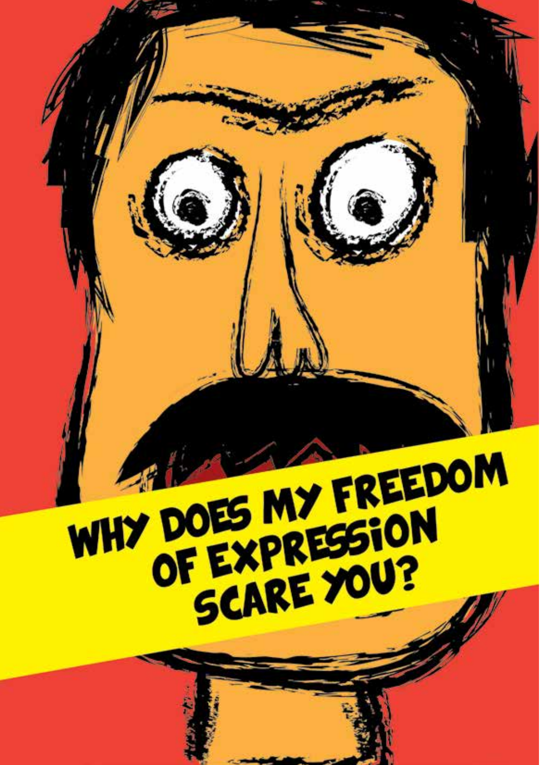WHY DOES MY FREEDOM OF EXPRESSION SCARE YOU?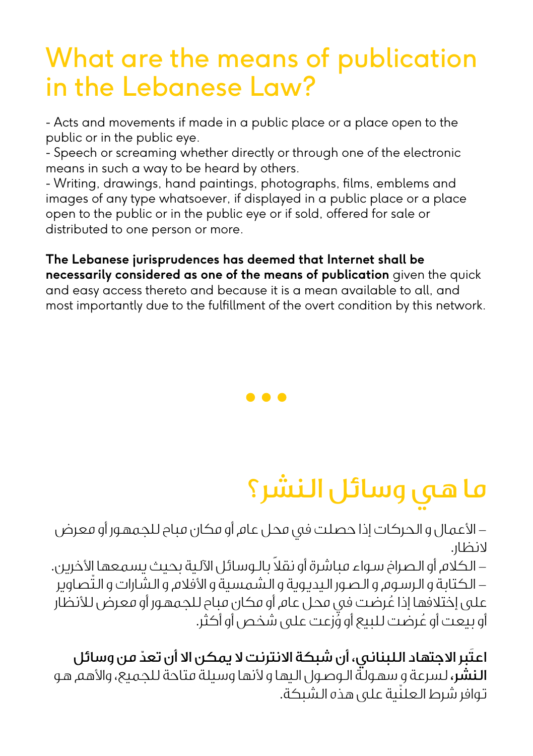# What are the means of publication in the Lebanese Law?

- Acts and movements if made in a public place or a place open to the public or in the public eye.
- Speech or screaming whether directly or through one of the electronic means in such a way to be heard by others.
- Writing, drawings, hand paintings, photographs, films, emblems and images of any type whatsoever, if displayed in a public place or a place open to the public or in the public eye or if sold, offered for sale or distributed to one person or more.

**The Lebanese jurisprudences has deemed that Internet shall be necessarily considered as one of the means of publication** given the quick and easy access thereto and because it is a mean available to all, and most importantly due to the fulfillment of the overt condition by this network.

• • •

# ما هي وسائل النشر؟

– الأعمال و الحركات إذا حصلت في محل عام أو مكان مباح للجمهور أو معرض لانظار.
– الكلام أو الصراخ سواء مباشرة أو نقلاً بالوسائل الآلية بحيث يسمعها الأخرين.
– الكتابة و الرسوم و الصور اليدوية و الشمسية و الأفلام و الشارات و التّصاوير على إختلافها إذا عُرضت في محل عام أو مكان مباح للجمهور أو معرض للأنظار أو بيعت أو عُرضت للبيع أو وُزعت على شخص أو أكثر.

**اعتَبر الاجتهاد اللبناني، أن شبكة الانترنت لا يمكن الا أن تعدّ من وسائل النشر،** لسرعة و سهولة الوصول اليها و لأنها وسيلة متاحة للجميع، والأهم هو توافر شرط العلنّية على هذه الشبكة.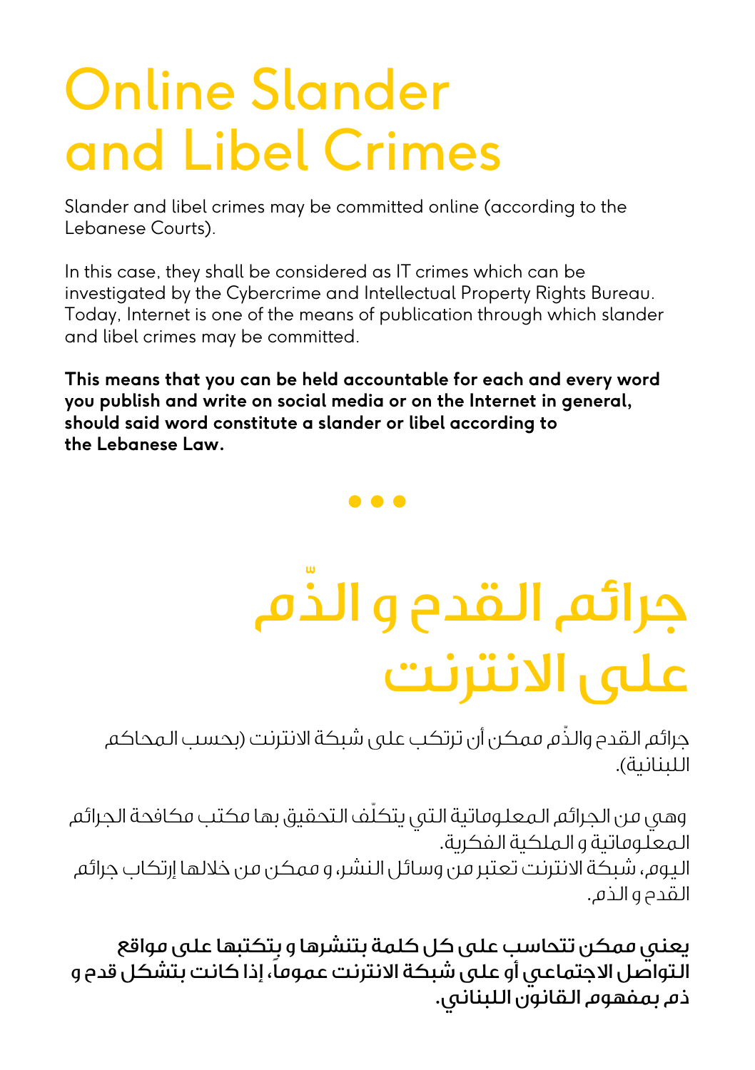# Online Slander and Libel Crimes

Slander and libel crimes may be committed online (according to the Lebanese Courts).

In this case, they shall be considered as IT crimes which can be investigated by the Cybercrime and Intellectual Property Rights Bureau. Today, Internet is one of the means of publication through which slander and libel crimes may be committed.

**This means that you can be held accountable for each and every word you publish and write on social media or on the Internet in general, should said word constitute a slander or libel according to the Lebanese Law.**

•••

# جرائم القدح و الذّم على الانترنت

جرائم القدح والذّم ممكن أن ترتكب على شبكة الانترنت (بحسب المحاكم اللبنانية).

وهي من الجرائم المعلوماتية التي يتكلّف التحقيق بها مكتب مكافحة الجرائم المعلوماتية و الملكية الفكرية.
اليوم، شبكة الانترنت تعتبر من وسائل النشر، و ممكن من خلالها إرتكاب جرائم القدح و الذم.

**يعني ممكن تتحاسب على كل كلمة بتنشرها و بتكتبها على مواقع التواصل الاجتماعي أو على شبكة الانترنت عموماً، إذا كانت بتشكل قدح و ذم بمفهوم القانون اللبناني.**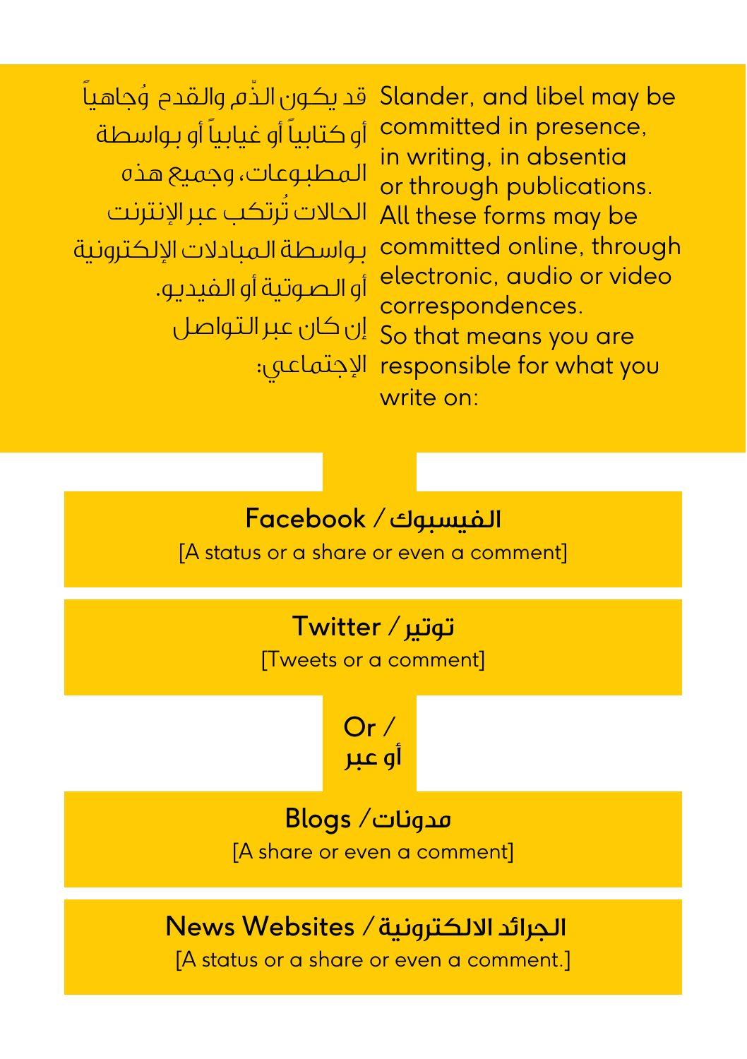Slander, and libel may be committed in presence, in writing, in absentia or through publications. All these forms may be committed online, through electronic, audio or video correspondences. So that means you are responsible for what you write on:

قد يكـون الذّم والقدح وُجاهياً أو كتابياً أو غيابياً أو بـواسطة المطبوعات، وجميع هذه الحالات تُرتكب عبر الإنترنت بـواسطة المبادلات الإلكترونية أو الـصوتية أو الفيديو. إن كان عبر التواصل الإجتماعي:

**Facebook / الفيسبوك**

[A status or a share or even a comment]

**Twitter / توتير**

[Tweets or a comment]

**Or / أو عبر**

**Blogs / مدونات**

[A share or even a comment]

**News Websites / الجرائد الالكترونية**

[A status or a share or even a comment.]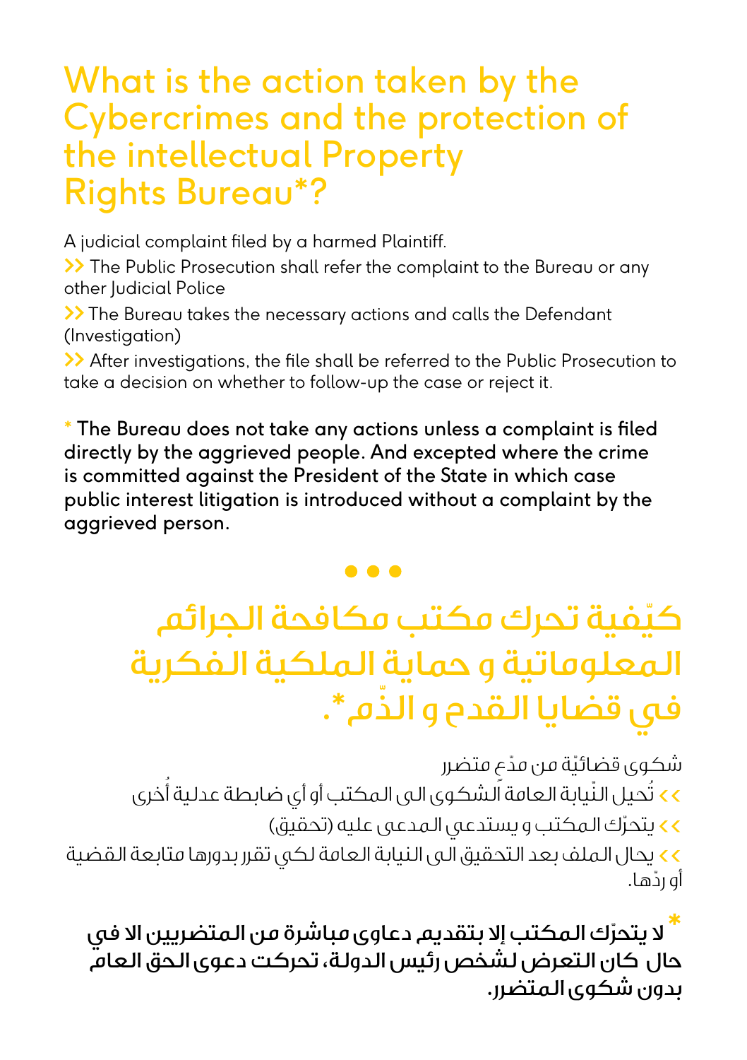# What is the action taken by the Cybercrimes and the protection of the intellectual Property Rights Bureau*?

A judicial complaint filed by a harmed Plaintiff.

>> The Public Prosecution shall refer the complaint to the Bureau or any other Judicial Police

>> The Bureau takes the necessary actions and calls the Defendant (Investigation)

>> After investigations, the file shall be referred to the Public Prosecution to take a decision on whether to follow-up the case or reject it.

**\* The Bureau does not take any actions unless a complaint is filed directly by the aggrieved people. And excepted where the crime is committed against the President of the State in which case public interest litigation is introduced without a complaint by the aggrieved person.**

• • •

# كيّفية تحرك مكتب مكافحة الجرائم المعلوماتية و حماية الملكية الفكرية في قضايا القدح و الذّم*.

شكوى قضائيّة من مدّعٍ متضرر

<< تُحيل النّيابة العامة الشكوى الى المكتب أو أي ضابطة عدلية أُخرى

<< يتحرّك المكتب و يستدعي المدعى عليه (تحقيق)

<< يحال الملف بعد التحقيق الى النيابة العامة لكي تقرر بدورها متابعة القضية أو ردّها.

**\* لا يتحرّك المكتب إلا بتقديم دعاوى مباشرة من المتضريين الا في حال كان التعرض لشخص رئيس الدولة، تحركت دعوى الحق العام بدون شكوى المتضرر.**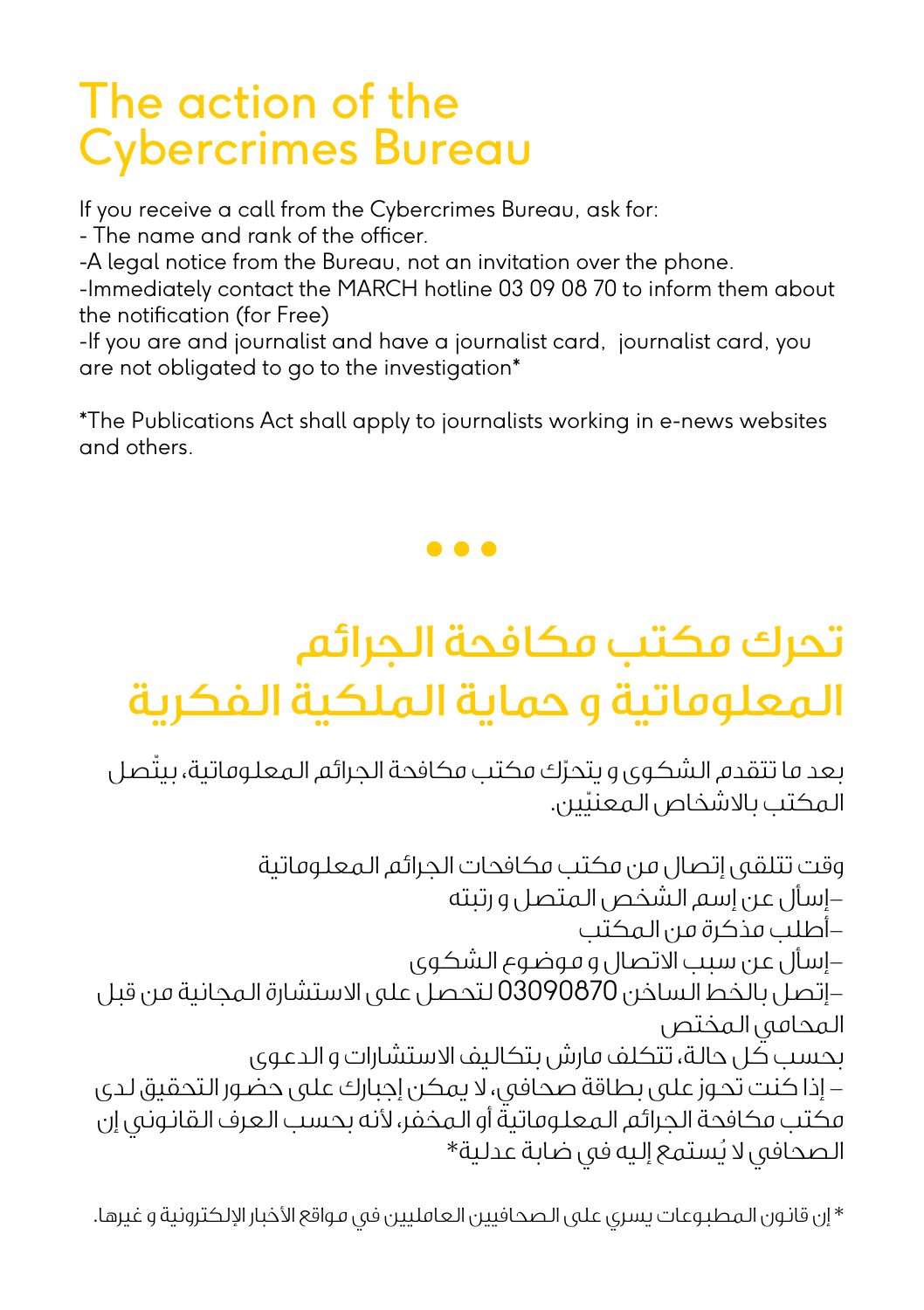# The action of the Cybercrimes Bureau

If you receive a call from the Cybercrimes Bureau, ask for:
- The name and rank of the officer.
-A legal notice from the Bureau, not an invitation over the phone.
-Immediately contact the MARCH hotline 03 09 08 70 to inform them about the notification (for Free)
-If you are and journalist and have a journalist card,  journalist card, you are not obligated to go to the investigation*

*The Publications Act shall apply to journalists working in e-news websites and others.

•••

# تحرك مكتب مكافحة الجرائم المعلوماتية و حماية الملكية الفكرية

بعد ما تتقدم الشكوى و يتحرّك مكتب مكافحة الجرائم المعلوماتية، بيتّصل المكتب بالاشخاص المعنيّين.

وقت تتلقى إتصال من مكتب مكافحات الجرائم المعلوماتية
–إسأل عن إسم الشخص المتصل و رتبته
–أطلب مذكرة من المكتب
–إسأل عن سبب الاتصال و موضوع الشكوى
–إتصل بالخط الساخن 03090870 لتحصل على الاستشارة المجانية من قبل المحامي المختص
بحسب كل حالة، تتكلف مارش بتكاليف الاستشارات و الدعوى
– إذا كنت تحوز على بطاقة صحافي، لا يمكن إجبارك على حضور التحقيق لدى مكتب مكافحة الجرائم المعلوماتية أو المخفر، لأنه بحسب العرف القانوني إن الصحافي لا يُستمع إليه في ضابة عدلية*

* إن قانون المطبوعات يسري على الصحافيين العامليين في مواقع الأخبار الإلكترونية و غيرها.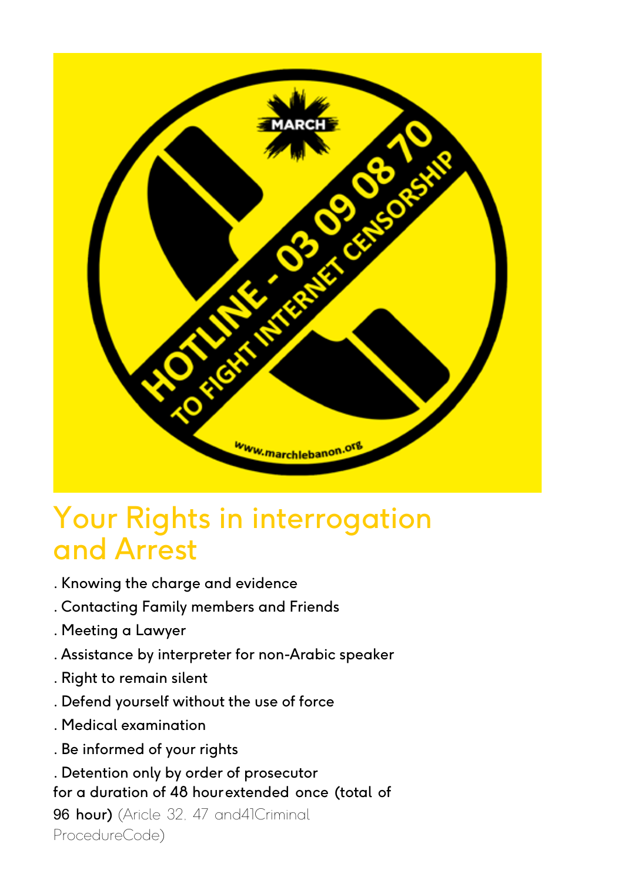# Your Rights in interrogation and Arrest

- Knowing the charge and evidence
- Contacting Family members and Friends
- Meeting a Lawyer
- Assistance by interpreter for non-Arabic speaker
- Right to remain silent
- Defend yourself without the use of force
- Medical examination
- Be informed of your rights
- Detention only by order of prosecutor for a duration of 48 hour extended once **(total of 96 hour)** (Aricle 32, 47 and41Criminal ProcedureCode)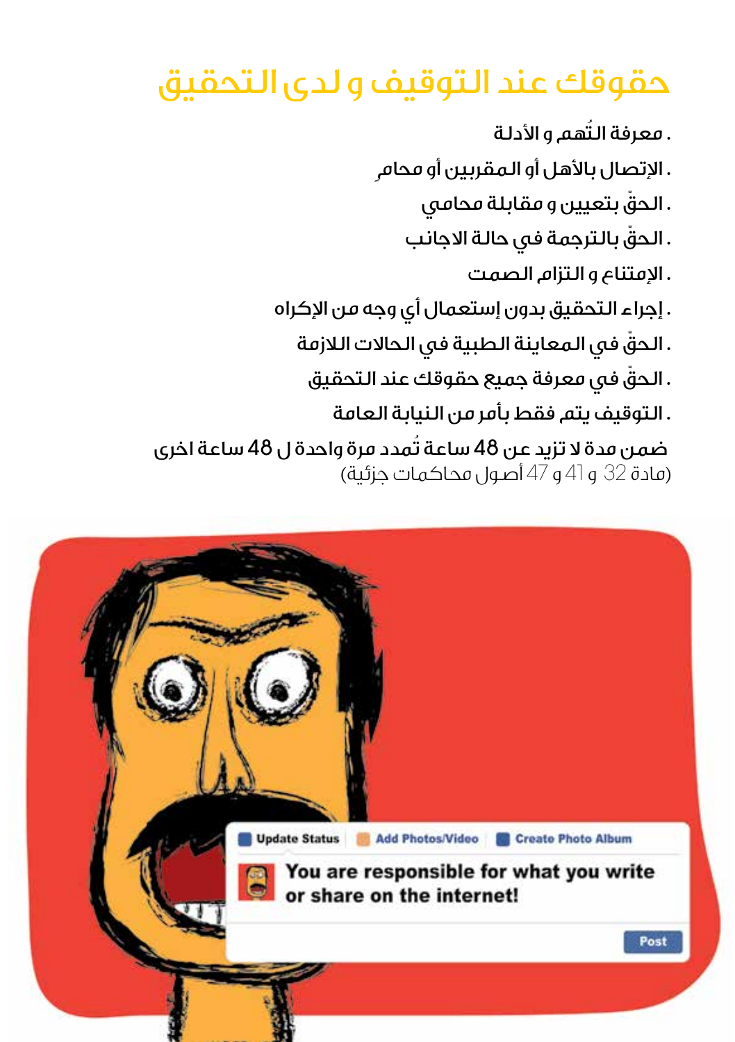# حقوقك عند التوقيف و لدى التحقيق

. معرفة التُهم و الأدلة

. الإتصال بالأهل أو المقربين أو محامٍ

. الحقّ بتعيين و مقابلة محامي

. الحقّ بالترجمة في حالة الاجانب

. الإمتناع و التزام الصمت

. إجراء التحقيق بدون إستعمال أي وجه من الإكراه

. الحقّ في المعاينة الطبية في الحالات اللازمة

. الحقّ في معرفة جميع حقوقك عند التحقيق

. التوقيف يتم فقط بأمر من النيابة العامة

ضمن مدة لا تزيد عن 48 ساعة تُمدد مرة واحدة ل 48 ساعة اخرى
(مادة 32 و 41 و 47 أصول محاكمات جزئية)

Update Status | Add Photos/Video | Create Photo Album

You are responsible for what you write or share on the internet!

Post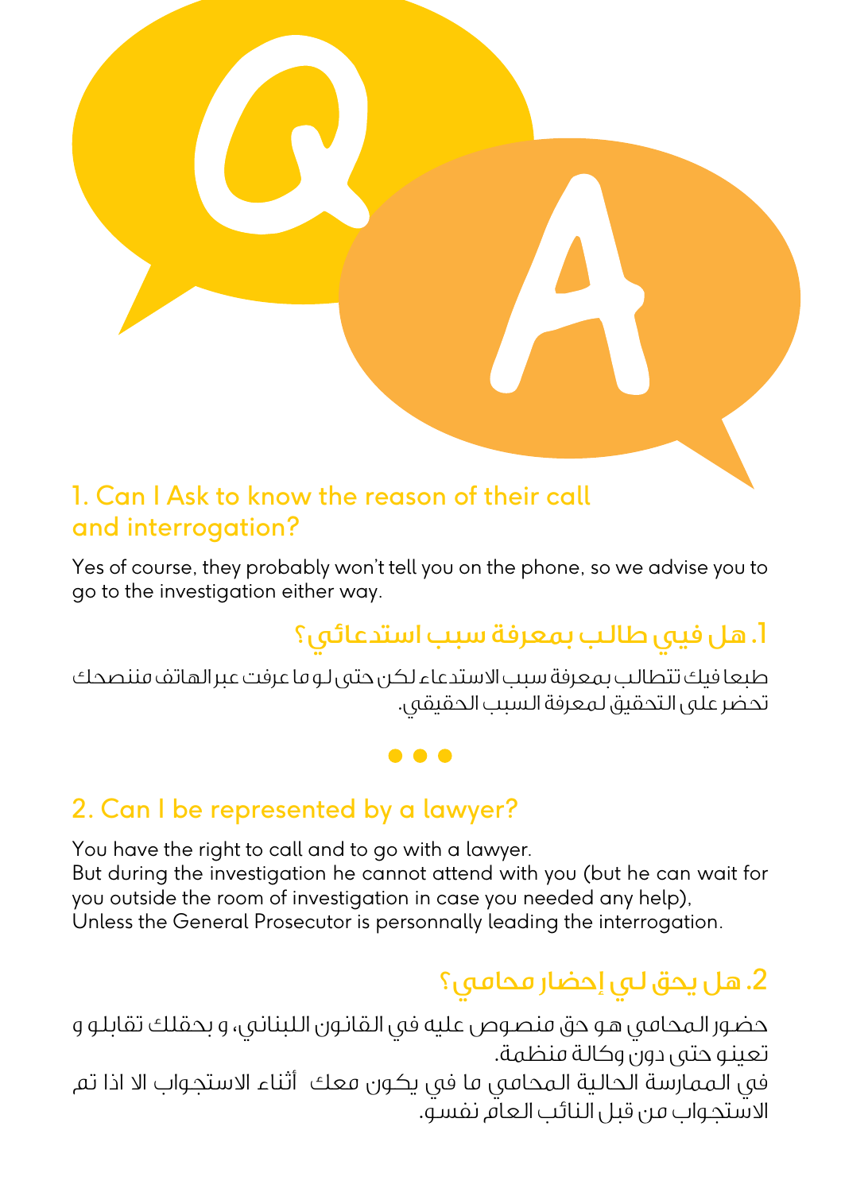## 1. Can I Ask to know the reason of their call and interrogation?

Yes of course, they probably won't tell you on the phone, so we advise you to go to the investigation either way.

## 1. هل فيي طالب بمعرفة سبب استدعائي؟

طبعا فيك تتطالب بمعرفة سبب الاستدعاء لكن حتى لو ما عرفت عبر الهاتف منتصحك تحضر على التحقيق لمعرفة السبب الحقيقي.

• • •

## 2. Can I be represented by a lawyer?

You have the right to call and to go with a lawyer.
But during the investigation he cannot attend with you (but he can wait for you outside the room of investigation in case you needed any help),
Unless the General Prosecutor is personnally leading the interrogation.

## 2. هل يحق لي إحضار محامي؟

حضور المحامي هو حق منصوص عليه في القانون اللبناني، و بحقلك تقابلو و تعينو حتى دون وكالة منظمة.
في الممارسة الحالية المحامي ما في يكون معك أثناء الاستجواب الا اذا تم الاستجواب من قبل النائب العام نفسو.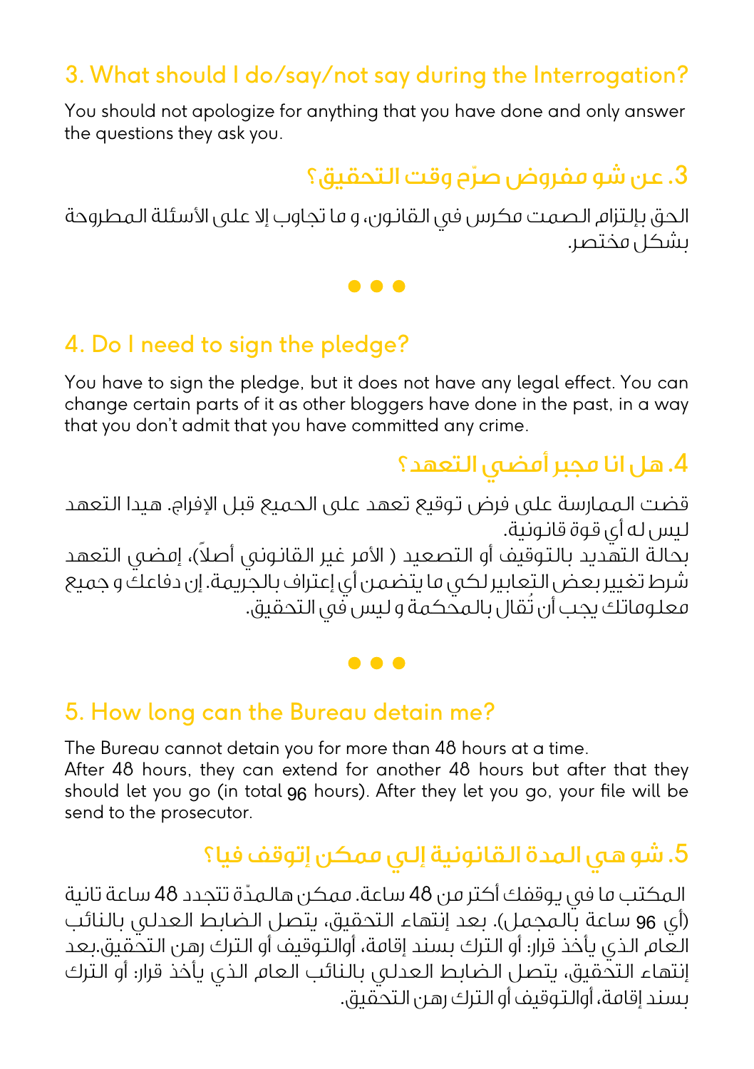## 3. What should I do/say/not say during the Interrogation?

You should not apologize for anything that you have done and only answer the questions they ask you.

## 3. عن شو مفروض صرّح وقت التحقيق؟

الحق بإلتزام الصمت مكرس في القانون، و ما تجاوب إلا على الأسئلة المطروحة بشكل مختصر.

• • •

## 4. Do I need to sign the pledge?

You have to sign the pledge, but it does not have any legal effect. You can change certain parts of it as other bloggers have done in the past, in a way that you don't admit that you have committed any crime.

## 4. هل انا مجبر أمضي التعهد؟

قضت الممارسة على فرض توقيع تعهد على الجميع قبل الإفراج. هيدا التعهد ليس له أي قوة قانونية.
بحالة التهديد بالتوقيف أو التصعيد ( الأمر غير القانوني أصلاً)، إمضي التعهد شرط تغيير بعض التعابير لكي ما يتضمن أي إعتراف بالجريمة. إن دفاعك و جميع معلوماتك يجب أن تُقال بالمحكمة و ليس في التحقيق.

• • •

## 5. How long can the Bureau detain me?

The Bureau cannot detain you for more than 48 hours at a time.
After 48 hours, they can extend for another 48 hours but after that they should let you go (in total 96 hours). After they let you go, your file will be send to the prosecutor.

## 5. شو هي المدة القانونية إلي ممكن إتوقف فيا؟

المكتب ما في يوقفك أكتر من 48 ساعة. ممكن هالمدّة تتجدد 48 ساعة تانية (أي 96 ساعة بالمجمل). بعد إنتهاء التحقيق، يتصل الضابط العدلي بالنائب العام الذي يأخذ قرار: أو الترك بسند إقامة، أوالتوقيف أو الترك رهن التحقيق.بعد إنتهاء التحقيق، يتصل الضابط العدلي بالنائب العام الذي يأخذ قرار: أو الترك بسند إقامة، أوالتوقيف أو الترك رهن التحقيق.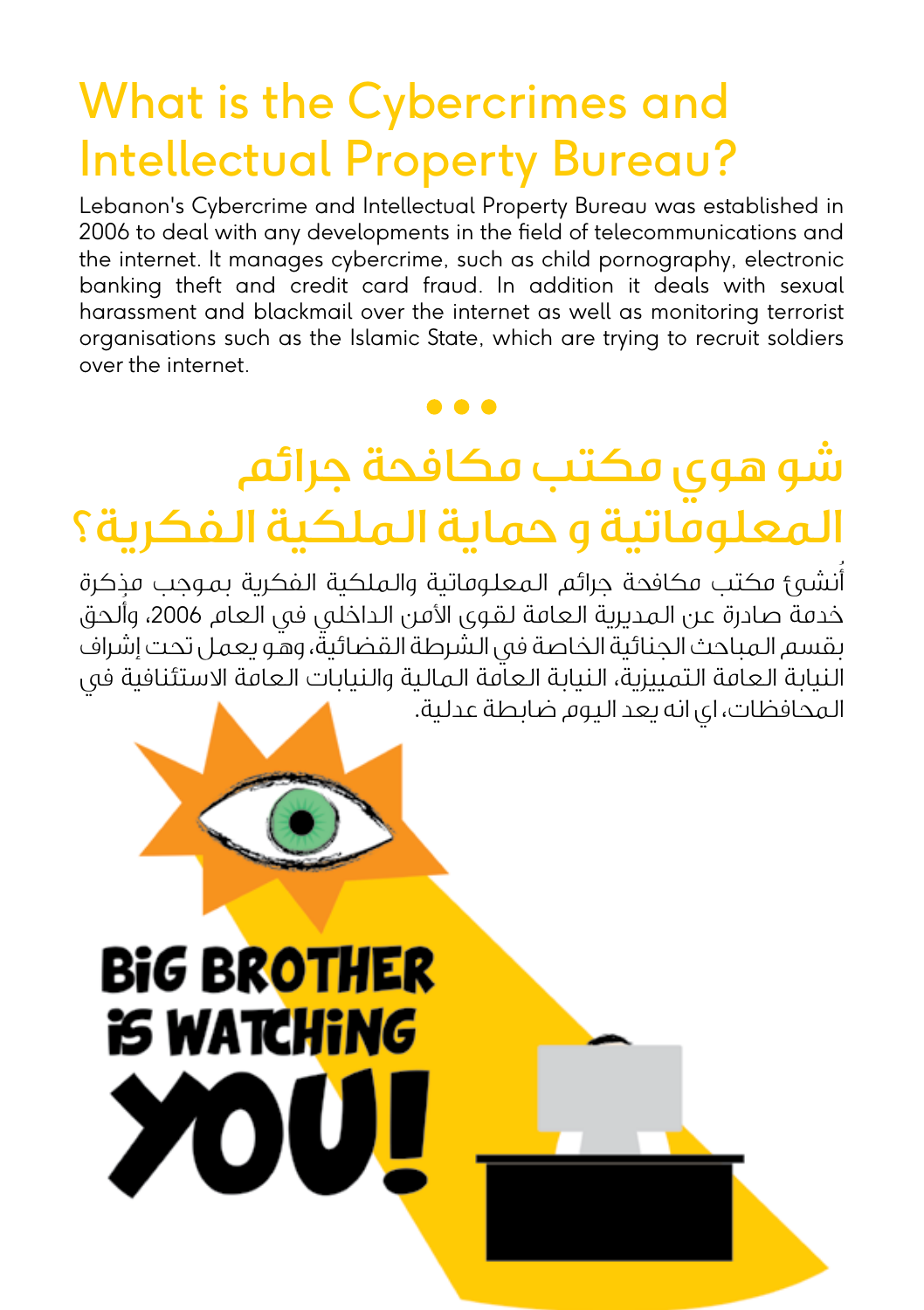# What is the Cybercrimes and Intellectual Property Bureau?

Lebanon's Cybercrime and Intellectual Property Bureau was established in 2006 to deal with any developments in the field of telecommunications and the internet. It manages cybercrime, such as child pornography, electronic banking theft and credit card fraud. In addition it deals with sexual harassment and blackmail over the internet as well as monitoring terrorist organisations such as the Islamic State, which are trying to recruit soldiers over the internet.

# شو هوي مكتب مكافحة جرائم المعلوماتية و حماية الملكية الفكرية؟

أُنشئ مكتب مكافحة جرائم المعلوماتية والملكية الفكرية بموجب مذكرة خدمة صادرة عن المديرية العامة لقوى الأمن الداخلي في العام 2006، وأُلحق بقسم المباحث الجنائية الخاصة في الشرطة القضائية، وهو يعمل تحت إشراف النيابة العامة التمييزية، النيابة العامة المالية والنيابات العامة الاستئنافية في المحافظات، اي انه يعد اليوم ضابطة عدلية.

BIG BROTHER IS WATCHING YOU!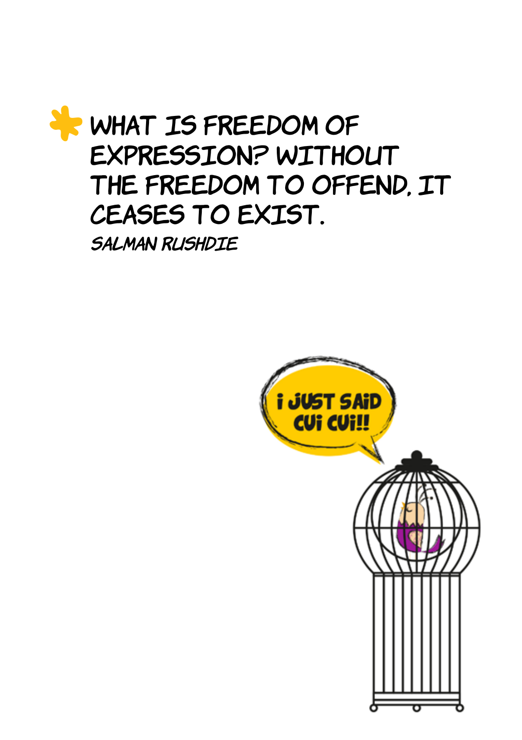WHAT IS FREEDOM OF EXPRESSION? WITHOUT THE FREEDOM TO OFFEND, IT CEASES TO EXIST.

*SALMAN RUSHDIE*

I JUST SAID CUI CUI!!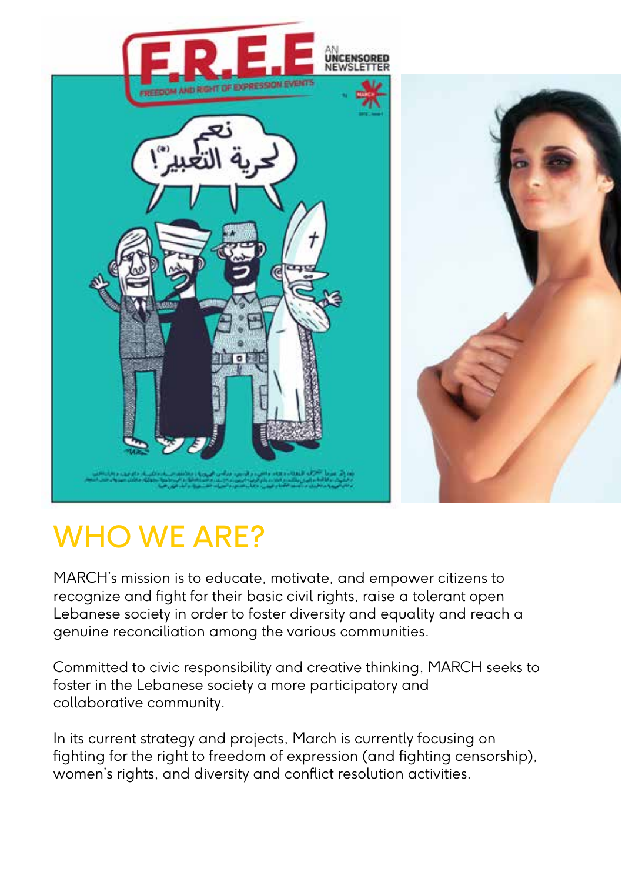# WHO WE ARE?

MARCH's mission is to educate, motivate, and empower citizens to recognize and fight for their basic civil rights, raise a tolerant open Lebanese society in order to foster diversity and equality and reach a genuine reconciliation among the various communities.

Committed to civic responsibility and creative thinking, MARCH seeks to foster in the Lebanese society a more participatory and collaborative community.

In its current strategy and projects, March is currently focusing on fighting for the right to freedom of expression (and fighting censorship), women's rights, and diversity and conflict resolution activities.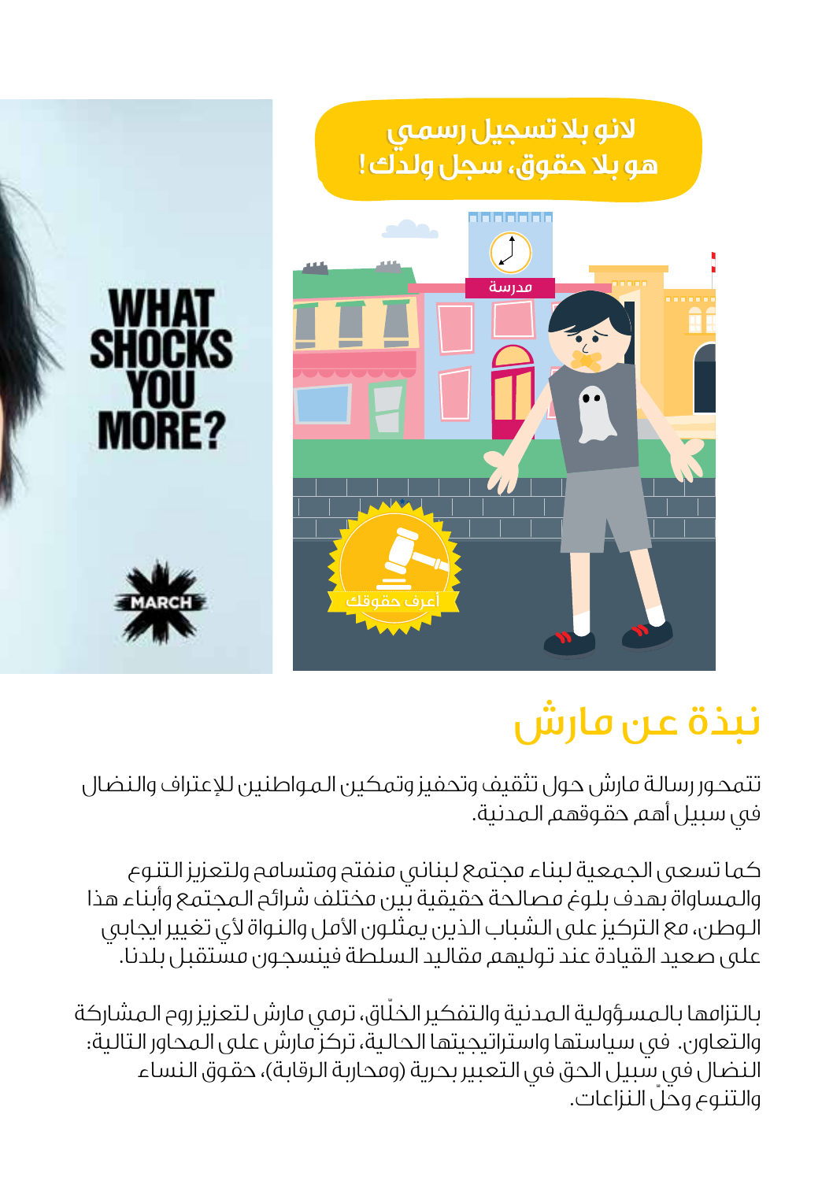# نبذة عن مارش

تتمحور رسالة مارش حول تثقيف وتحفيز وتمكين المواطنين للإعتراف والنضال في سبيل أهم حقوقهم المدنية.

كما تسعى الجمعية لبناء مجتمع لبناني منفتح ومتسامح ولتعزيز التنوع والمساواة بهدف بلوغ مصالحة حقيقية بين مختلف شرائح المجتمع وأبناء هذا الوطن، مع التركيز على الشباب الذين يمثلون الأمل والنواة لأي تغيير ايجابي على صعيد القيادة عند توليهم مقاليد السلطة فينسجون مستقبل بلدنا.

بالتزامها بالمسؤولية المدنية والتفكير الخلّاق، ترمي مارش لتعزيز روح المشاركة والتعاون. في سياستها واستراتيجيتها الحالية، تركز مارش على المحاور التالية: النضال في سبيل الحق في التعبير بحرية (ومحاربة الرقابة)، حقوق النساء والتنوع وحلّ النزاعات.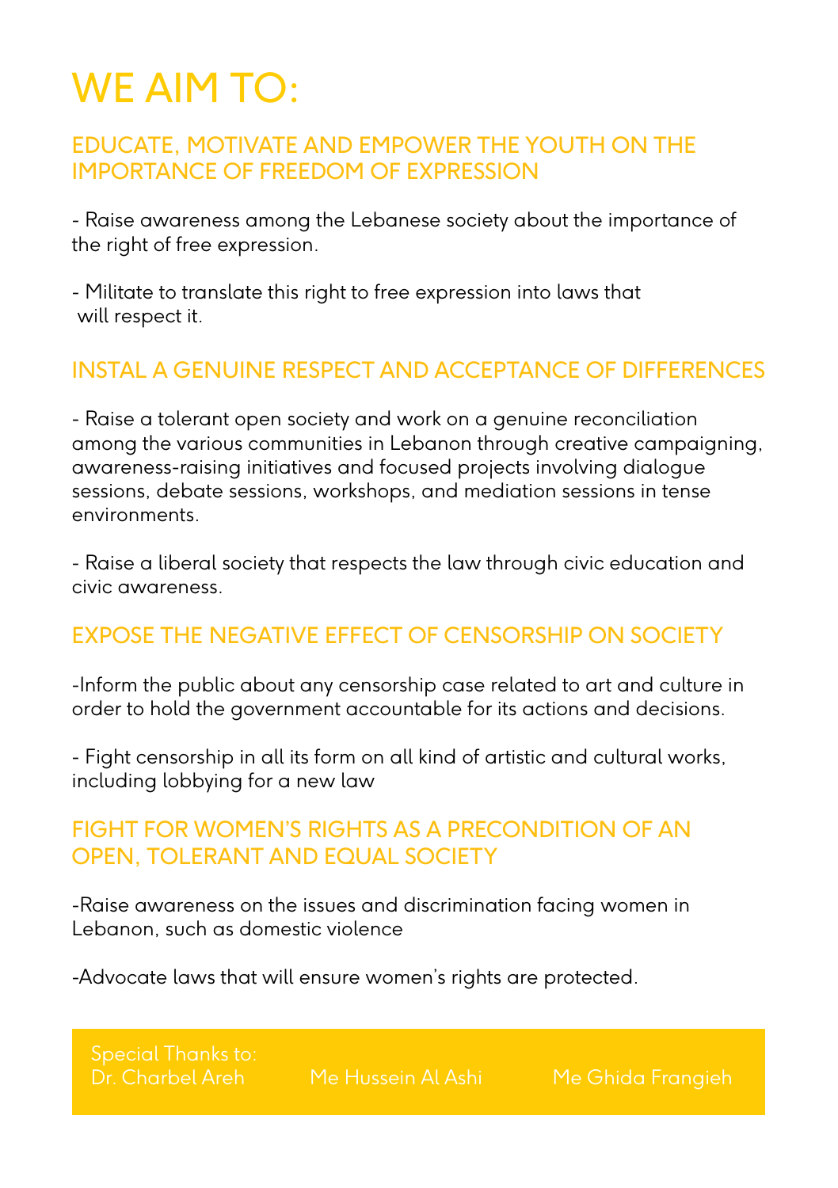# WE AIM TO:

## EDUCATE, MOTIVATE AND EMPOWER THE YOUTH ON THE IMPORTANCE OF FREEDOM OF EXPRESSION

- Raise awareness among the Lebanese society about the importance of the right of free expression.

- Militate to translate this right to free expression into laws that will respect it.

## INSTAL A GENUINE RESPECT AND ACCEPTANCE OF DIFFERENCES

- Raise a tolerant open society and work on a genuine reconciliation among the various communities in Lebanon through creative campaigning, awareness-raising initiatives and focused projects involving dialogue sessions, debate sessions, workshops, and mediation sessions in tense environments.

- Raise a liberal society that respects the law through civic education and civic awareness.

## EXPOSE THE NEGATIVE EFFECT OF CENSORSHIP ON SOCIETY

-Inform the public about any censorship case related to art and culture in order to hold the government accountable for its actions and decisions.

- Fight censorship in all its form on all kind of artistic and cultural works, including lobbying for a new law

## FIGHT FOR WOMEN'S RIGHTS AS A PRECONDITION OF AN OPEN, TOLERANT AND EQUAL SOCIETY

-Raise awareness on the issues and discrimination facing women in Lebanon, such as domestic violence

-Advocate laws that will ensure women's rights are protected.

Special Thanks to:
Dr. Charbel Areh    Me Hussein Al Ashi    Me Ghida Frangieh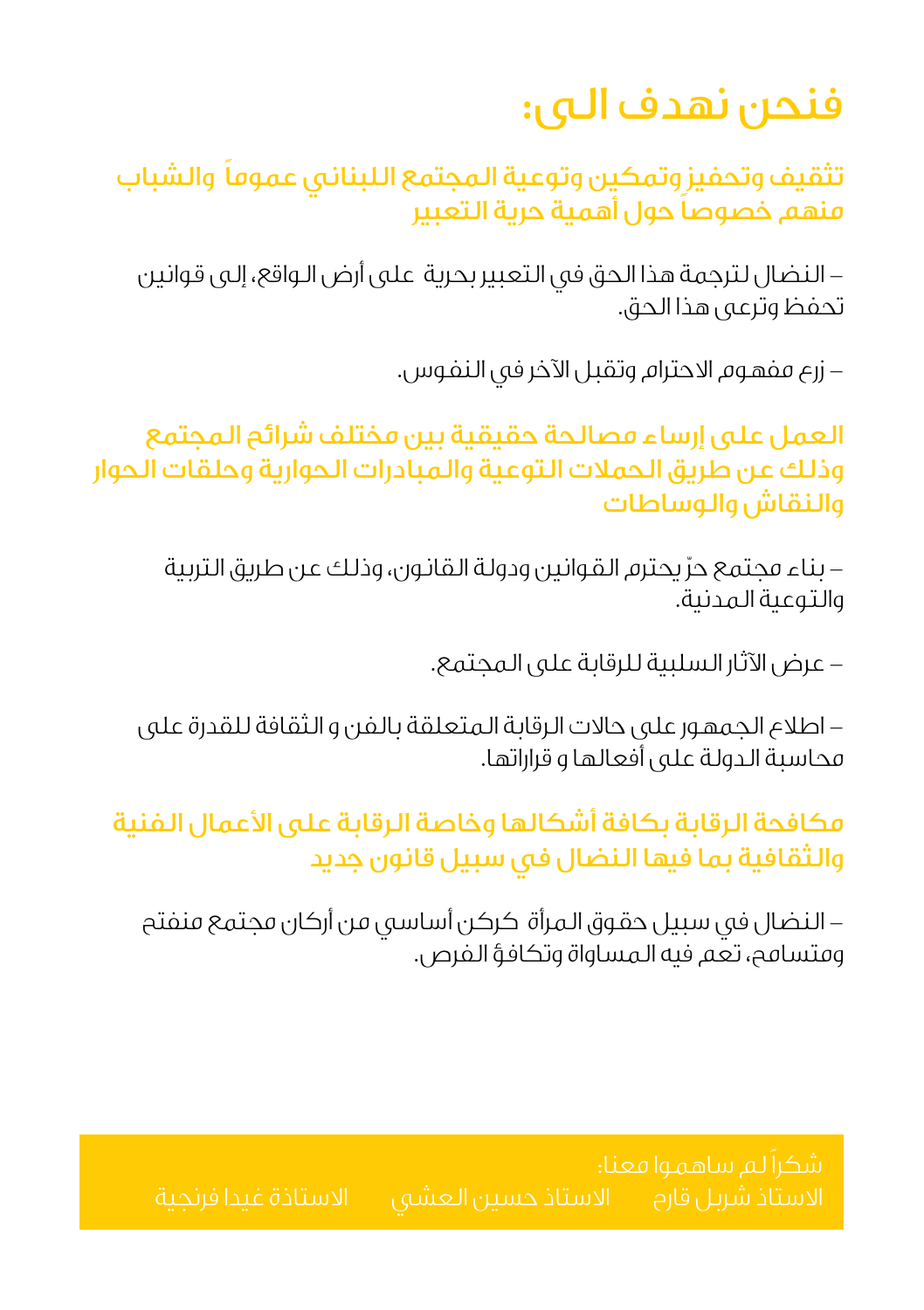# فنحن نهدف الى:

## تثقيف وتحفيز وتمكين وتوعية المجتمع اللبناني عموماً والشباب منهم خصوصاً حول أهمية حرية التعبير

– النضال لترجمة هذا الحق في التعبير بحرية على أرض الواقع، إلى قوانين تحفظ وترعى هذا الحق.

– زرع مفهوم الاحترام وتقبل الآخر في النفوس.

## العمل على إرساء مصالحة حقيقية بين مختلف شرائح المجتمع وذلك عن طريق الحملات التوعية والمبادرات الحوارية وحلقات الحوار والنقاش والوساطات

– بناء مجتمع حرّ يحترم القوانين ودولة القانون، وذلك عن طريق التربية والتوعية المدنية.

– عرض الآثار السلبية للرقابة على المجتمع.

– اطلاع الجمهور على حالات الرقابة المتعلقة بالفن و الثقافة للقدرة على محاسبة الدولة على أفعالها و قراراتها.

## مكافحة الرقابة بكافة أشكالها وخاصة الرقابة على الأعمال الفنية والثقافية بما فيها النضال في سبيل قانون جديد

– النضال في سبيل حقوق المرأة كركن أساسي من أركان مجتمع منفتح ومتسامح، تعم فيه المساواة وتكافؤ الفرص.

شكراً لم ساهموا معنا:

الاستاذ شربل قارح الاستاذ حسين العشي الاستاذة غيدا فرنجية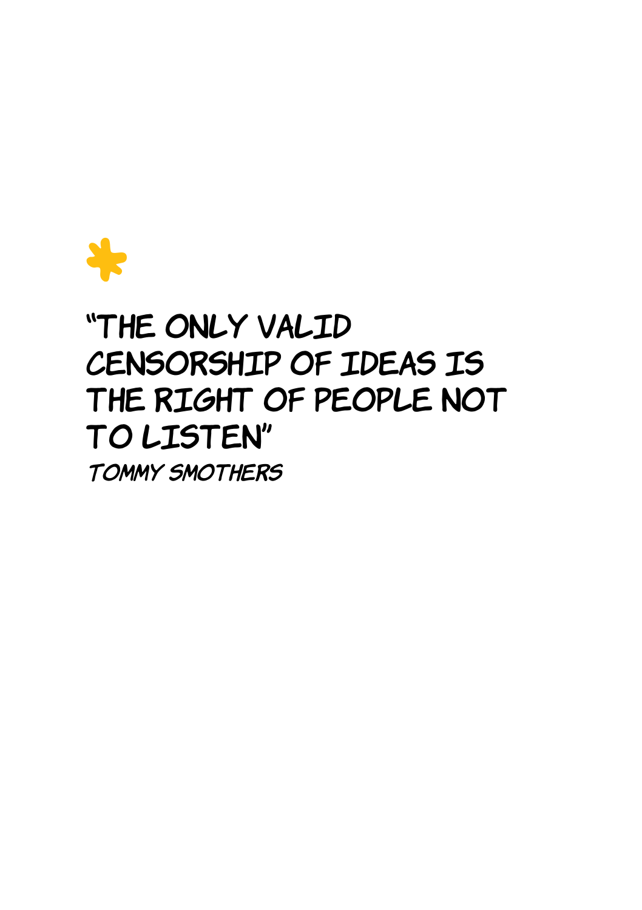**"THE ONLY VALID CENSORSHIP OF IDEAS IS THE RIGHT OF PEOPLE NOT TO LISTEN"**

*TOMMY SMOTHERS*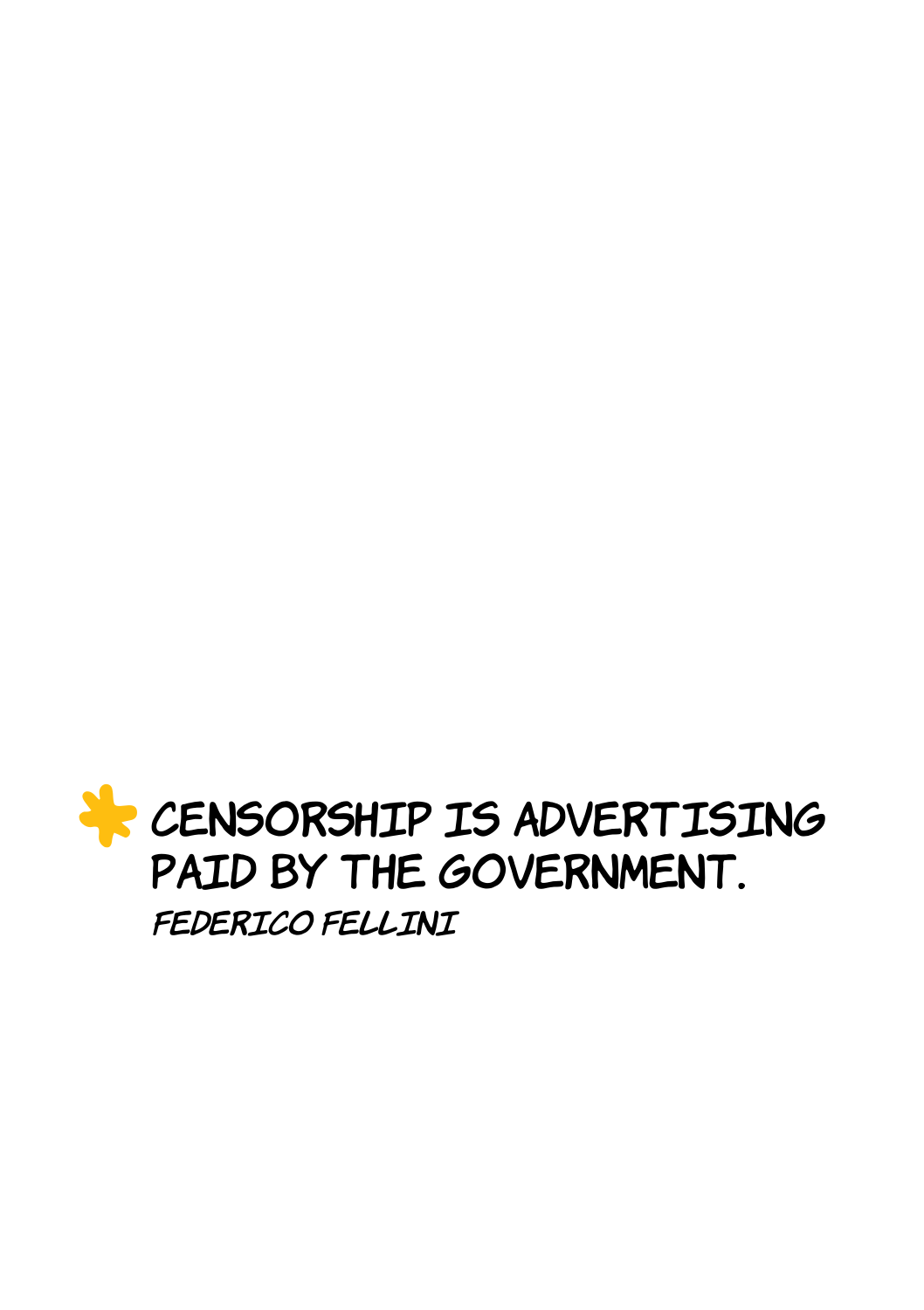**CENSORSHIP IS ADVERTISING PAID BY THE GOVERNMENT.**

*FEDERICO FELLINI*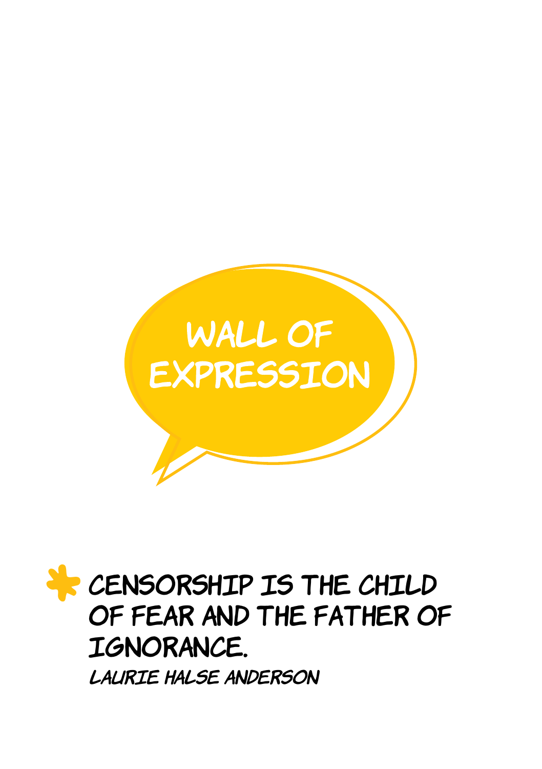# WALL OF EXPRESSION

**CENSORSHIP IS THE CHILD OF FEAR AND THE FATHER OF IGNORANCE.**

*LAURIE HALSE ANDERSON*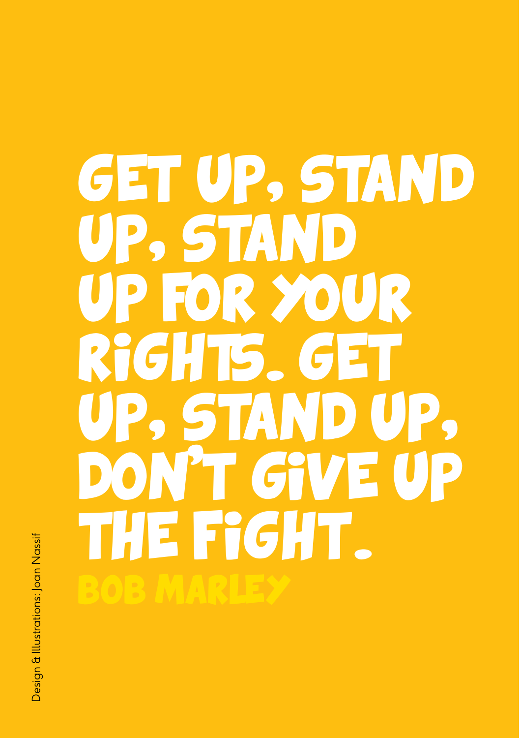# GET UP, STAND UP, STAND UP FOR YOUR RIGHTS. GET UP, STAND UP, DON'T GIVE UP THE FIGHT.

**BOB MARLEY**

Design & Illustrations: Joan Nassif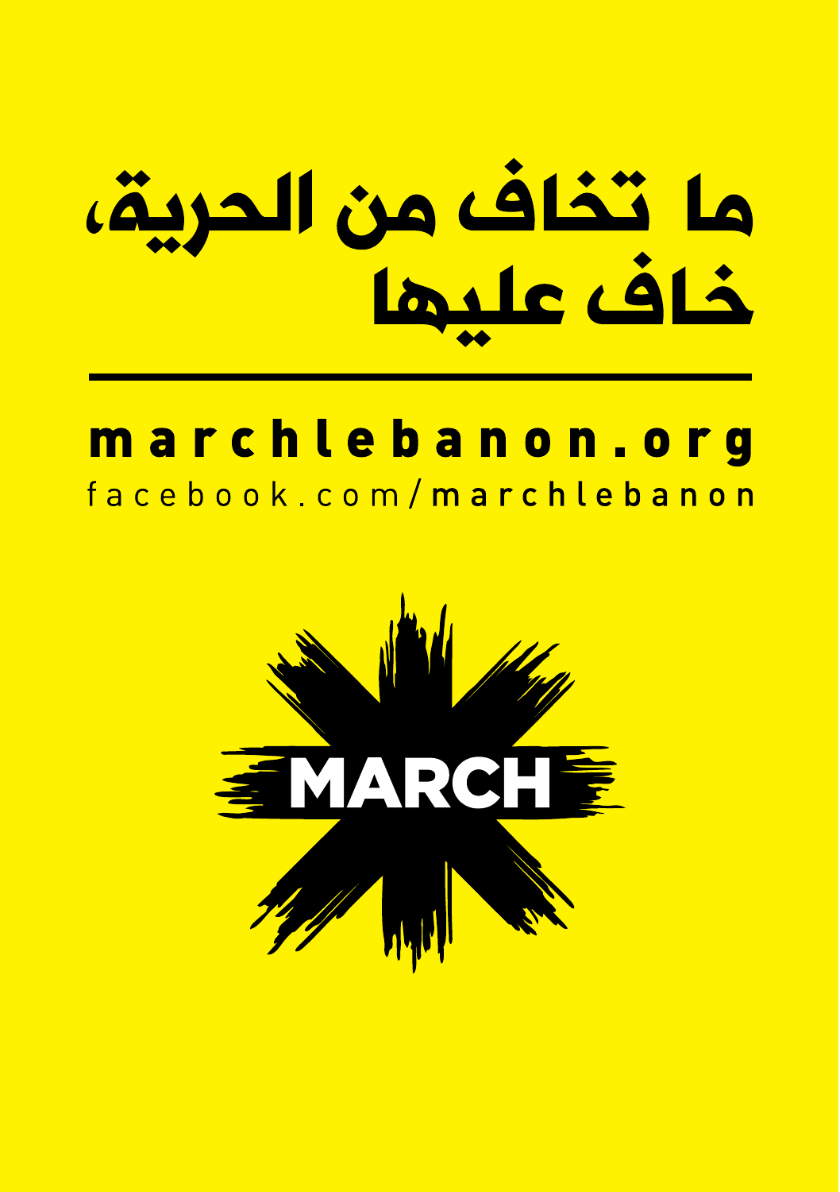# ما تخاف من الحرية،
# خاف عليها

**marchlebanon.org**

facebook.com/**marchlebanon**

MARCH